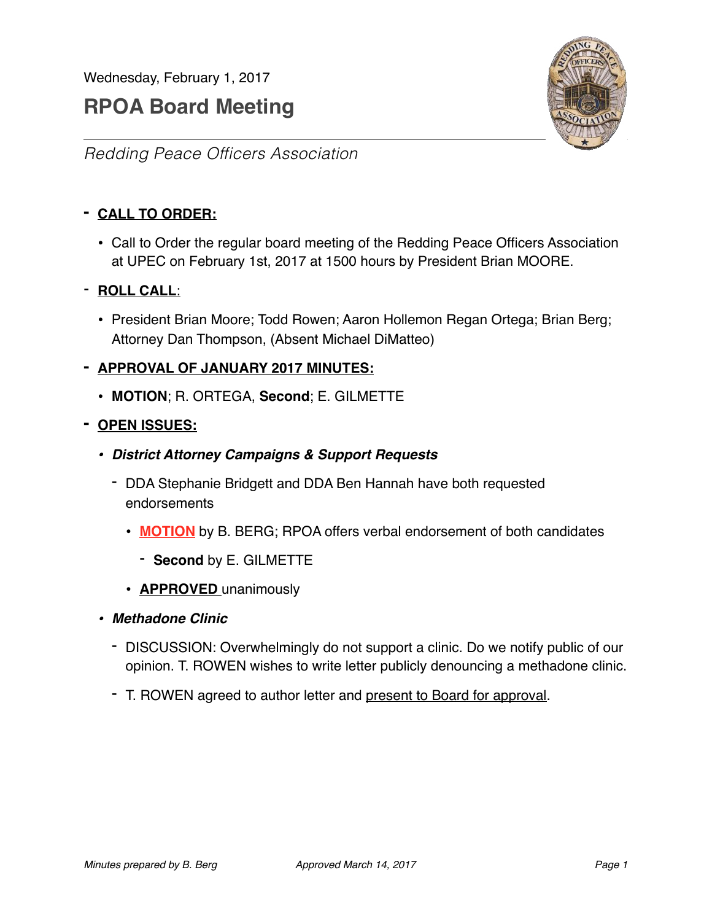Wednesday, February 1, 2017

# RPOA Board Meeting

*Redding Peace Officers Association*

- **CALL TO ORDER:**
  - Call to Order the regular board meeting of the Redding Peace Officers Association at UPEC on February 1st, 2017 at 1500 hours by President Brian MOORE.
- **ROLL CALL:**
  - President Brian Moore; Todd Rowen; Aaron Hollemon Regan Ortega; Brian Berg; Attorney Dan Thompson, (Absent Michael DiMatteo)
- **APPROVAL OF JANUARY 2017 MINUTES:**
  - **MOTION**; R. ORTEGA, **Second**; E. GILMETTE
- **OPEN ISSUES:**
  - ***District Attorney Campaigns & Support Requests***
    - DDA Stephanie Bridgett and DDA Ben Hannah have both requested endorsements
      - **MOTION** by B. BERG; RPOA offers verbal endorsement of both candidates
        - **Second** by E. GILMETTE
      - **APPROVED** unanimously
  - ***Methadone Clinic***
    - DISCUSSION: Overwhelmingly do not support a clinic. Do we notify public of our opinion. T. ROWEN wishes to write letter publicly denouncing a methadone clinic.
    - T. ROWEN agreed to author letter and present to Board for approval.

*Minutes prepared by B. Berg* *Approved March 14, 2017*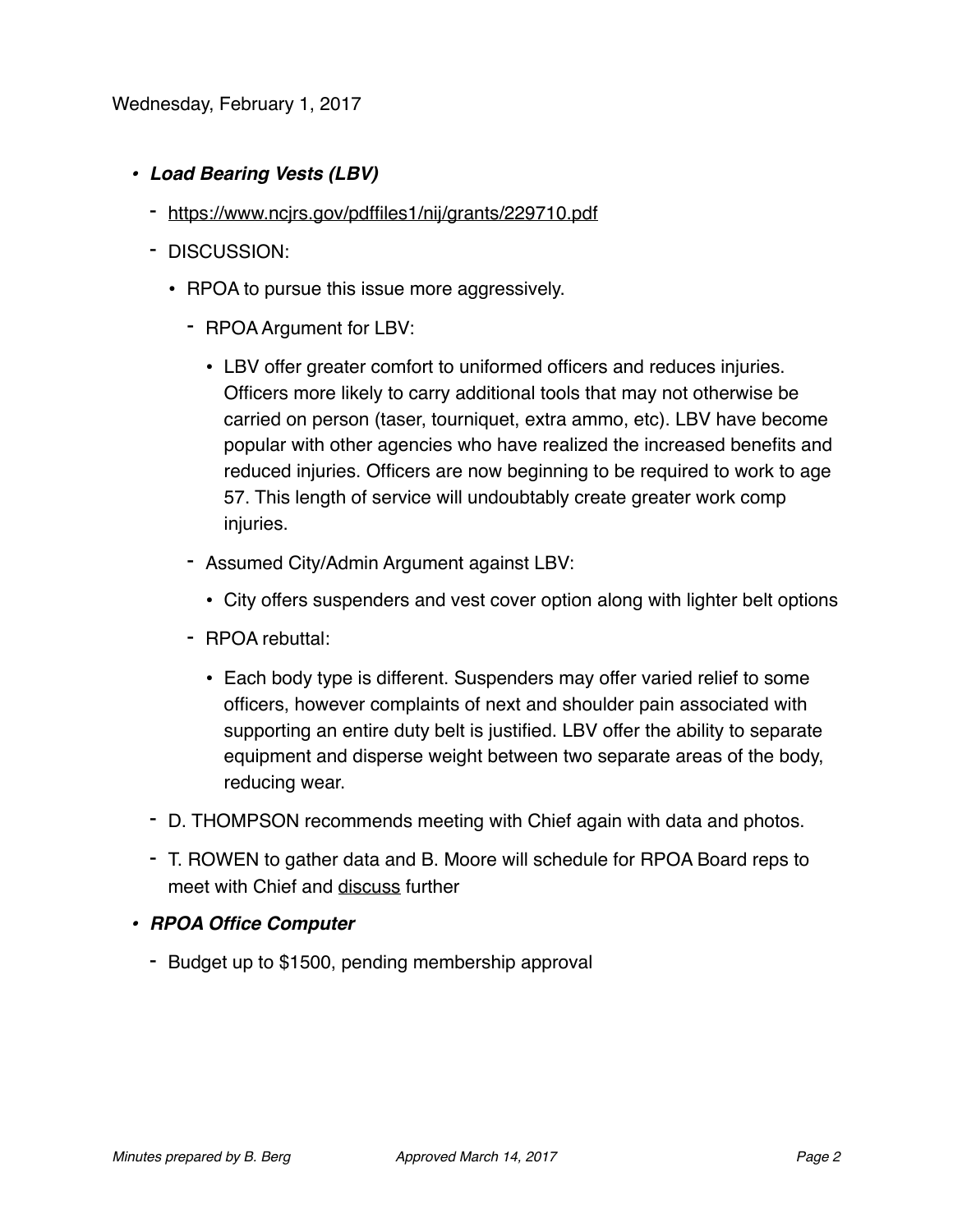Wednesday, February 1, 2017

- ***Load Bearing Vests (LBV)***
  - https://www.ncjrs.gov/pdffiles1/nij/grants/229710.pdf
  - DISCUSSION:
    - RPOA to pursue this issue more aggressively.
      - RPOA Argument for LBV:
        - LBV offer greater comfort to uniformed officers and reduces injuries. Officers more likely to carry additional tools that may not otherwise be carried on person (taser, tourniquet, extra ammo, etc). LBV have become popular with other agencies who have realized the increased benefits and reduced injuries. Officers are now beginning to be required to work to age 57. This length of service will undoubtably create greater work comp injuries.
      - Assumed City/Admin Argument against LBV:
        - City offers suspenders and vest cover option along with lighter belt options
      - RPOA rebuttal:
        - Each body type is different. Suspenders may offer varied relief to some officers, however complaints of next and shoulder pain associated with supporting an entire duty belt is justified. LBV offer the ability to separate equipment and disperse weight between two separate areas of the body, reducing wear.
  - D. THOMPSON recommends meeting with Chief again with data and photos.
  - T. ROWEN to gather data and B. Moore will schedule for RPOA Board reps to meet with Chief and discuss further
- ***RPOA Office Computer***
  - Budget up to $1500, pending membership approval

*Minutes prepared by B. Berg* *Approved March 14, 2017*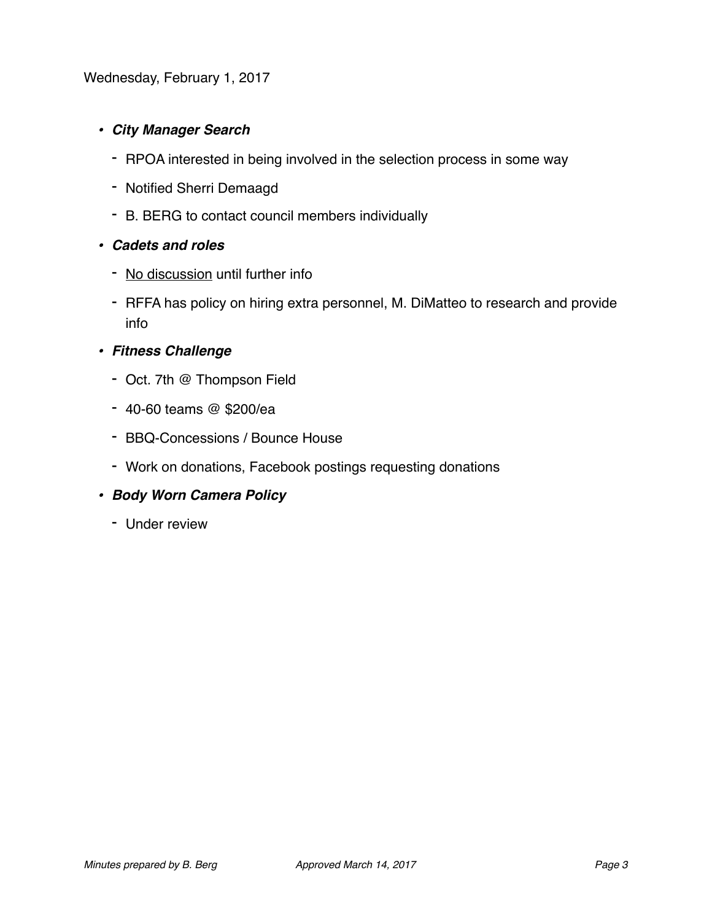Wednesday, February 1, 2017

- ***City Manager Search***
  - RPOA interested in being involved in the selection process in some way
  - Notified Sherri Demaagd
  - B. BERG to contact council members individually
- ***Cadets and roles***
  - <u>No discussion</u> until further info
  - RFFA has policy on hiring extra personnel, M. DiMatteo to research and provide info
- ***Fitness Challenge***
  - Oct. 7th @ Thompson Field
  - 40-60 teams @ $200/ea
  - BBQ-Concessions / Bounce House
  - Work on donations, Facebook postings requesting donations
- ***Body Worn Camera Policy***
  - Under review

*Minutes prepared by B. Berg* *Approved March 14, 2017*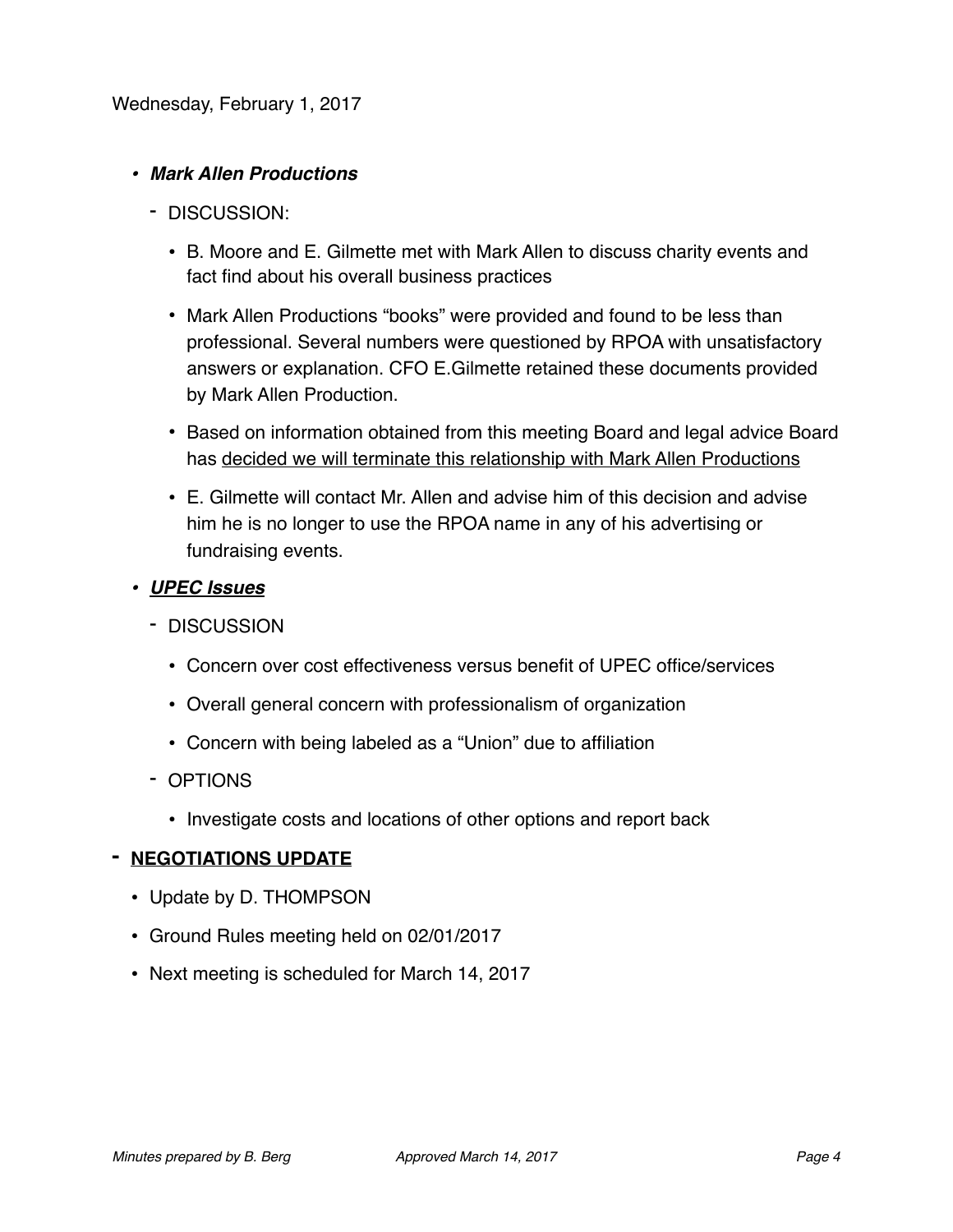Wednesday, February 1, 2017

- ***Mark Allen Productions***
  - DISCUSSION:
    - B. Moore and E. Gilmette met with Mark Allen to discuss charity events and fact find about his overall business practices
    - Mark Allen Productions "books" were provided and found to be less than professional. Several numbers were questioned by RPOA with unsatisfactory answers or explanation. CFO E.Gilmette retained these documents provided by Mark Allen Production.
    - Based on information obtained from this meeting Board and legal advice Board has <u>decided we will terminate this relationship with Mark Allen Productions</u>
    - E. Gilmette will contact Mr. Allen and advise him of this decision and advise him he is no longer to use the RPOA name in any of his advertising or fundraising events.
- ***<u>UPEC Issues</u>***
  - DISCUSSION
    - Concern over cost effectiveness versus benefit of UPEC office/services
    - Overall general concern with professionalism of organization
    - Concern with being labeled as a "Union" due to affiliation
  - OPTIONS
    - Investigate costs and locations of other options and report back

- **<u>NEGOTIATIONS UPDATE</u>**
  - Update by D. THOMPSON
  - Ground Rules meeting held on 02/01/2017
  - Next meeting is scheduled for March 14, 2017

*Minutes prepared by B. Berg* *Approved March 14, 2017*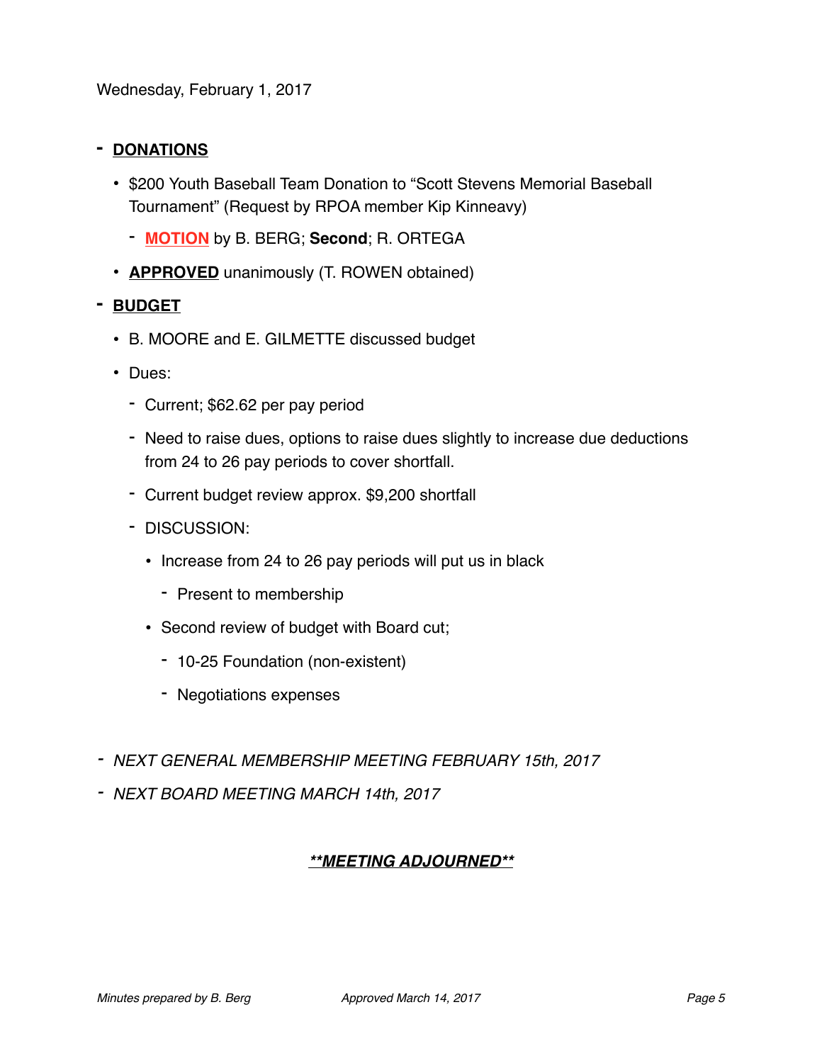Wednesday, February 1, 2017

- **DONATIONS**
  - $200 Youth Baseball Team Donation to "Scott Stevens Memorial Baseball Tournament" (Request by RPOA member Kip Kinneavy)
    - **MOTION** by B. BERG; **Second**; R. ORTEGA
  - **APPROVED** unanimously (T. ROWEN obtained)

- **BUDGET**
  - B. MOORE and E. GILMETTE discussed budget
  - Dues:
    - Current; $62.62 per pay period
    - Need to raise dues, options to raise dues slightly to increase due deductions from 24 to 26 pay periods to cover shortfall.
    - Current budget review approx. $9,200 shortfall
    - DISCUSSION:
      - Increase from 24 to 26 pay periods will put us in black
        - Present to membership
      - Second review of budget with Board cut;
        - 10-25 Foundation (non-existent)
        - Negotiations expenses

- *NEXT GENERAL MEMBERSHIP MEETING FEBRUARY 15th, 2017*
- *NEXT BOARD MEETING MARCH 14th, 2017*

***\*\*MEETING ADJOURNED\*\****

*Minutes prepared by B. Berg* *Approved March 14, 2017*